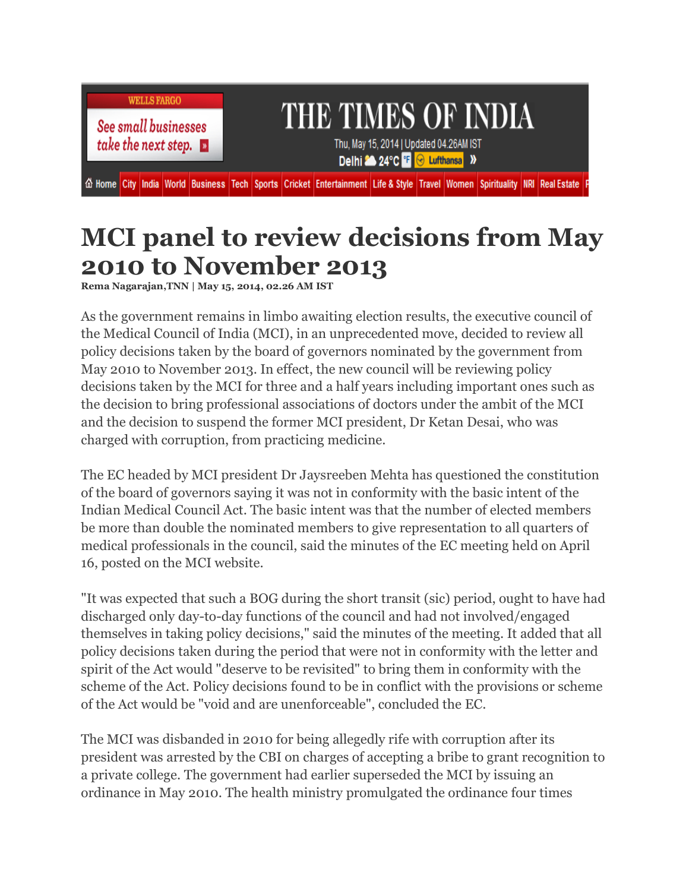# MCI panel to review decisions from May 2010 to November 2013

**Rema Nagarajan,TNN | May 15, 2014, 02.26 AM IST**

As the government remains in limbo awaiting election results, the executive council of the Medical Council of India (MCI), in an unprecedented move, decided to review all policy decisions taken by the board of governors nominated by the government from May 2010 to November 2013. In effect, the new council will be reviewing policy decisions taken by the MCI for three and a half years including important ones such as the decision to bring professional associations of doctors under the ambit of the MCI and the decision to suspend the former MCI president, Dr Ketan Desai, who was charged with corruption, from practicing medicine.

The EC headed by MCI president Dr Jaysreeben Mehta has questioned the constitution of the board of governors saying it was not in conformity with the basic intent of the Indian Medical Council Act. The basic intent was that the number of elected members be more than double the nominated members to give representation to all quarters of medical professionals in the council, said the minutes of the EC meeting held on April 16, posted on the MCI website.

"It was expected that such a BOG during the short transit (sic) period, ought to have had discharged only day-to-day functions of the council and had not involved/engaged themselves in taking policy decisions," said the minutes of the meeting. It added that all policy decisions taken during the period that were not in conformity with the letter and spirit of the Act would "deserve to be revisited" to bring them in conformity with the scheme of the Act. Policy decisions found to be in conflict with the provisions or scheme of the Act would be "void and are unenforceable", concluded the EC.

The MCI was disbanded in 2010 for being allegedly rife with corruption after its president was arrested by the CBI on charges of accepting a bribe to grant recognition to a private college. The government had earlier superseded the MCI by issuing an ordinance in May 2010. The health ministry promulgated the ordinance four times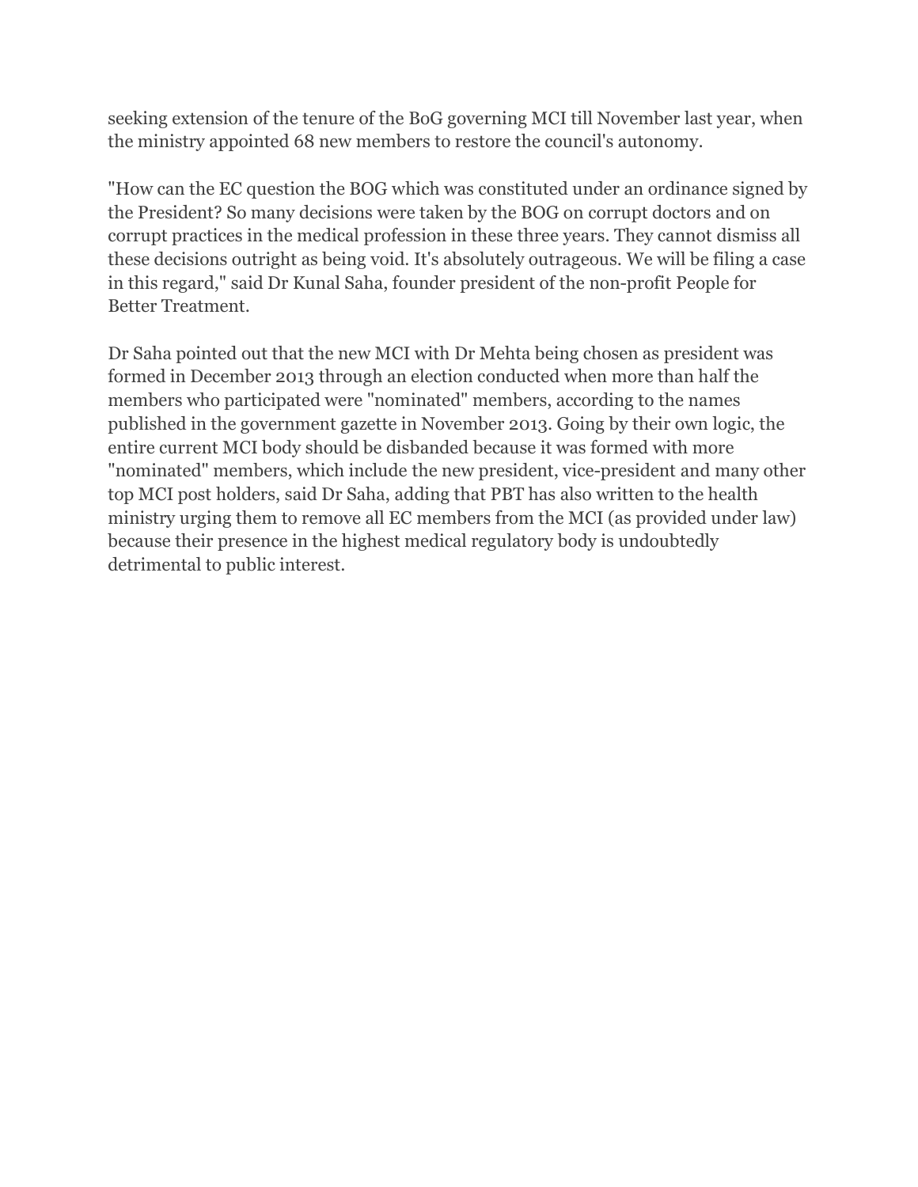seeking extension of the tenure of the BoG governing MCI till November last year, when the ministry appointed 68 new members to restore the council's autonomy.

"How can the EC question the BOG which was constituted under an ordinance signed by the President? So many decisions were taken by the BOG on corrupt doctors and on corrupt practices in the medical profession in these three years. They cannot dismiss all these decisions outright as being void. It's absolutely outrageous. We will be filing a case in this regard," said Dr Kunal Saha, founder president of the non-profit People for Better Treatment.

Dr Saha pointed out that the new MCI with Dr Mehta being chosen as president was formed in December 2013 through an election conducted when more than half the members who participated were "nominated" members, according to the names published in the government gazette in November 2013. Going by their own logic, the entire current MCI body should be disbanded because it was formed with more "nominated" members, which include the new president, vice-president and many other top MCI post holders, said Dr Saha, adding that PBT has also written to the health ministry urging them to remove all EC members from the MCI (as provided under law) because their presence in the highest medical regulatory body is undoubtedly detrimental to public interest.